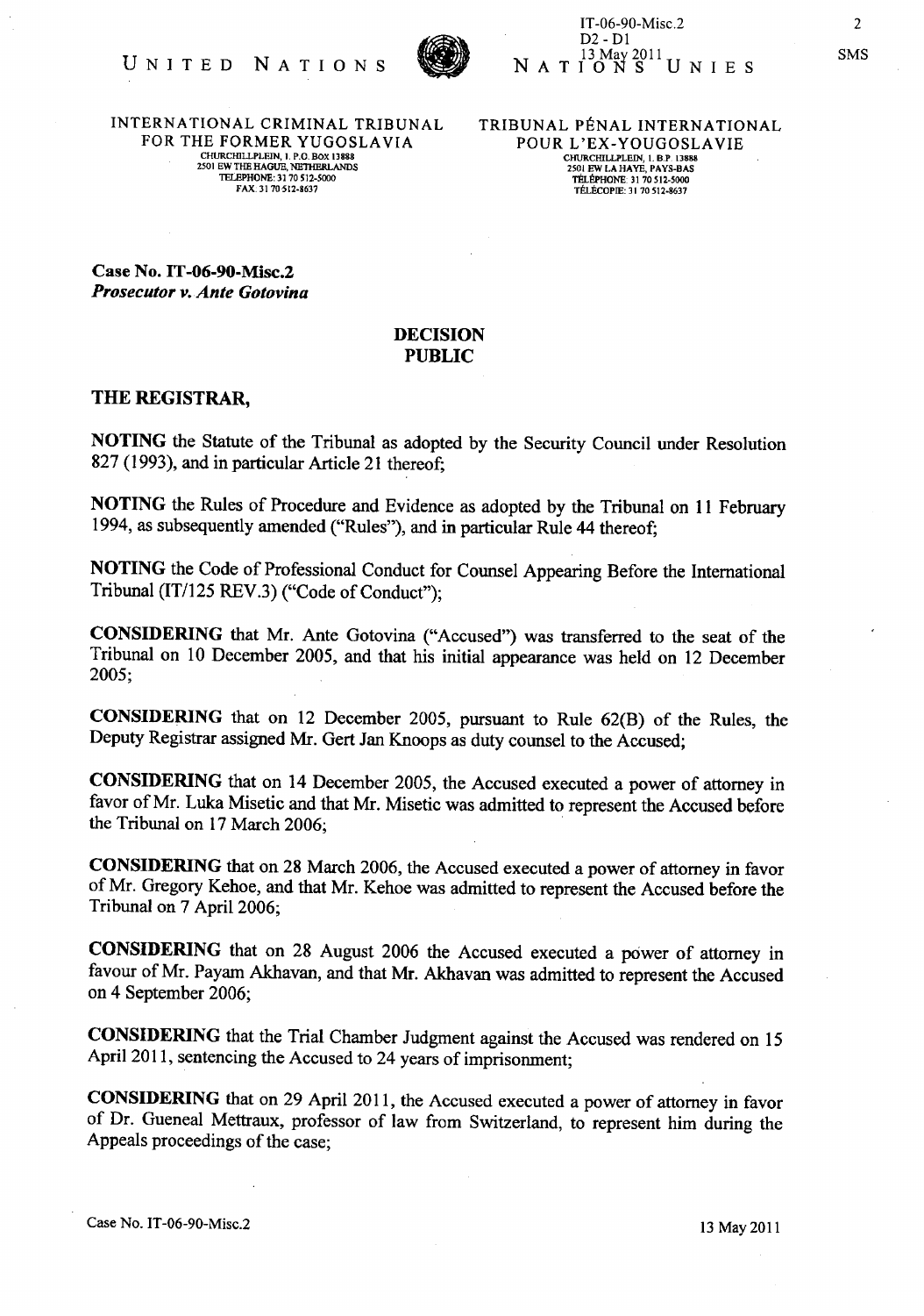UNITED NATIONS — NATIONS UNIES

INTERNATIONAL CRIMINAL TRIBUNAL FOR THE FORMER YUGOSLAVIA
CHURCHILLPLEIN, 1. P.O. BOX 13888
2501 EW THE HAGUE, NETHERLANDS
TELEPHONE: 31 70 512-5000
FAX: 31 70 512-8637

TRIBUNAL PÉNAL INTERNATIONAL POUR L'EX-YOUGOSLAVIE
CHURCHILLPLEIN, 1. B.P. 13888
2501 EW LA HAYE, PAYS-BAS
TÉLÉPHONE: 31 70 512-5000
TÉLÉCOPIE: 31 70 512-8637

IT-06-90-Misc.2
D2 - D1
13 May 2011

SMS

**Case No. IT-06-90-Misc.2**
***Prosecutor v. Ante Gotovina***

**DECISION**
**PUBLIC**

## THE REGISTRAR,

**NOTING** the Statute of the Tribunal as adopted by the Security Council under Resolution 827 (1993), and in particular Article 21 thereof;

**NOTING** the Rules of Procedure and Evidence as adopted by the Tribunal on 11 February 1994, as subsequently amended ("Rules"), and in particular Rule 44 thereof;

**NOTING** the Code of Professional Conduct for Counsel Appearing Before the International Tribunal (IT/125 REV.3) ("Code of Conduct");

**CONSIDERING** that Mr. Ante Gotovina ("Accused") was transferred to the seat of the Tribunal on 10 December 2005, and that his initial appearance was held on 12 December 2005;

**CONSIDERING** that on 12 December 2005, pursuant to Rule 62(B) of the Rules, the Deputy Registrar assigned Mr. Gert Jan Knoops as duty counsel to the Accused;

**CONSIDERING** that on 14 December 2005, the Accused executed a power of attorney in favor of Mr. Luka Misetic and that Mr. Misetic was admitted to represent the Accused before the Tribunal on 17 March 2006;

**CONSIDERING** that on 28 March 2006, the Accused executed a power of attorney in favor of Mr. Gregory Kehoe, and that Mr. Kehoe was admitted to represent the Accused before the Tribunal on 7 April 2006;

**CONSIDERING** that on 28 August 2006 the Accused executed a power of attorney in favour of Mr. Payam Akhavan, and that Mr. Akhavan was admitted to represent the Accused on 4 September 2006;

**CONSIDERING** that the Trial Chamber Judgment against the Accused was rendered on 15 April 2011, sentencing the Accused to 24 years of imprisonment;

**CONSIDERING** that on 29 April 2011, the Accused executed a power of attorney in favor of Dr. Gueneal Mettraux, professor of law from Switzerland, to represent him during the Appeals proceedings of the case;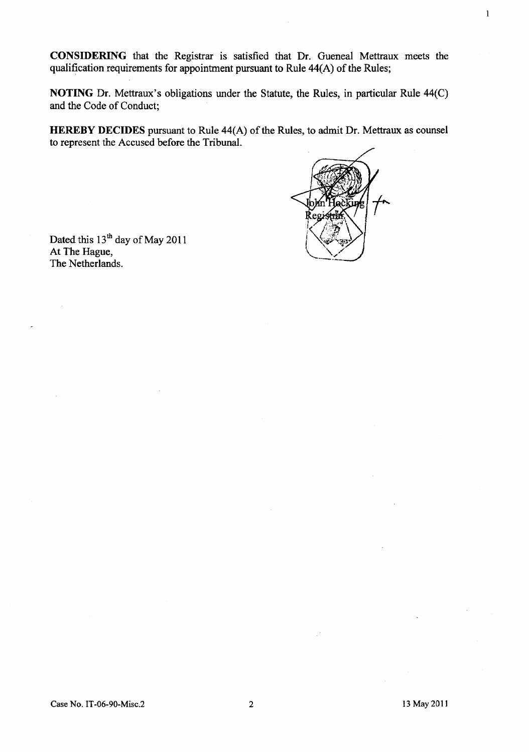**CONSIDERING** that the Registrar is satisfied that Dr. Gueneal Mettraux meets the qualification requirements for appointment pursuant to Rule 44(A) of the Rules;

**NOTING** Dr. Mettraux's obligations under the Statute, the Rules, in particular Rule 44(C) and the Code of Conduct;

**HEREBY DECIDES** pursuant to Rule 44(A) of the Rules, to admit Dr. Mettraux as counsel to represent the Accused before the Tribunal.

John Hocking
Registrar

Dated this 13th day of May 2011
At The Hague,
The Netherlands.